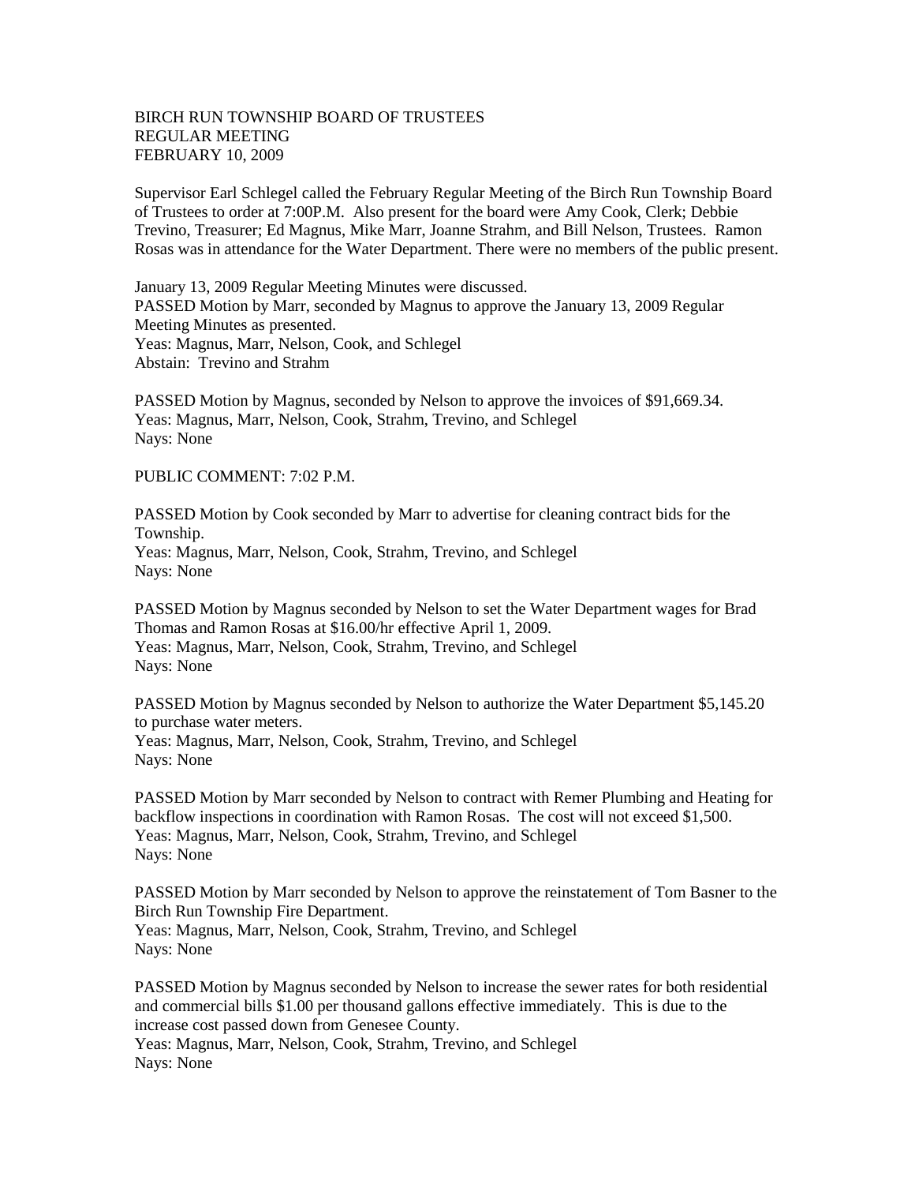BIRCH RUN TOWNSHIP BOARD OF TRUSTEES
REGULAR MEETING
FEBRUARY 10, 2009

Supervisor Earl Schlegel called the February Regular Meeting of the Birch Run Township Board of Trustees to order at 7:00P.M. Also present for the board were Amy Cook, Clerk; Debbie Trevino, Treasurer; Ed Magnus, Mike Marr, Joanne Strahm, and Bill Nelson, Trustees. Ramon Rosas was in attendance for the Water Department. There were no members of the public present.

January 13, 2009 Regular Meeting Minutes were discussed.
PASSED Motion by Marr, seconded by Magnus to approve the January 13, 2009 Regular Meeting Minutes as presented.
Yeas: Magnus, Marr, Nelson, Cook, and Schlegel
Abstain: Trevino and Strahm

PASSED Motion by Magnus, seconded by Nelson to approve the invoices of $91,669.34.
Yeas: Magnus, Marr, Nelson, Cook, Strahm, Trevino, and Schlegel
Nays: None

PUBLIC COMMENT: 7:02 P.M.

PASSED Motion by Cook seconded by Marr to advertise for cleaning contract bids for the Township.
Yeas: Magnus, Marr, Nelson, Cook, Strahm, Trevino, and Schlegel
Nays: None

PASSED Motion by Magnus seconded by Nelson to set the Water Department wages for Brad Thomas and Ramon Rosas at $16.00/hr effective April 1, 2009.
Yeas: Magnus, Marr, Nelson, Cook, Strahm, Trevino, and Schlegel
Nays: None

PASSED Motion by Magnus seconded by Nelson to authorize the Water Department $5,145.20 to purchase water meters.
Yeas: Magnus, Marr, Nelson, Cook, Strahm, Trevino, and Schlegel
Nays: None

PASSED Motion by Marr seconded by Nelson to contract with Remer Plumbing and Heating for backflow inspections in coordination with Ramon Rosas. The cost will not exceed $1,500.
Yeas: Magnus, Marr, Nelson, Cook, Strahm, Trevino, and Schlegel
Nays: None

PASSED Motion by Marr seconded by Nelson to approve the reinstatement of Tom Basner to the Birch Run Township Fire Department.
Yeas: Magnus, Marr, Nelson, Cook, Strahm, Trevino, and Schlegel
Nays: None

PASSED Motion by Magnus seconded by Nelson to increase the sewer rates for both residential and commercial bills $1.00 per thousand gallons effective immediately. This is due to the increase cost passed down from Genesee County.
Yeas: Magnus, Marr, Nelson, Cook, Strahm, Trevino, and Schlegel
Nays: None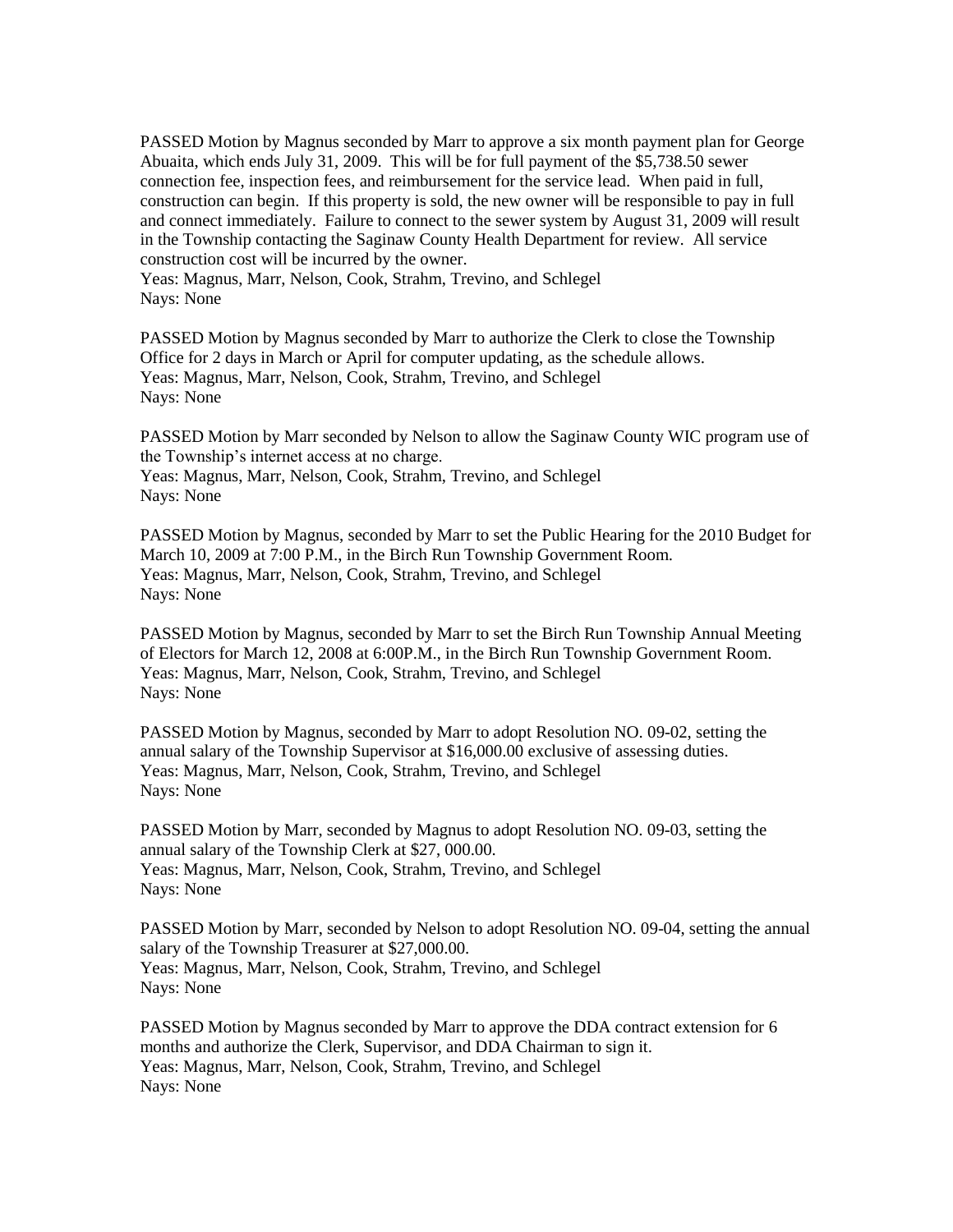PASSED Motion by Magnus seconded by Marr to approve a six month payment plan for George Abuaita, which ends July 31, 2009. This will be for full payment of the $5,738.50 sewer connection fee, inspection fees, and reimbursement for the service lead. When paid in full, construction can begin. If this property is sold, the new owner will be responsible to pay in full and connect immediately. Failure to connect to the sewer system by August 31, 2009 will result in the Township contacting the Saginaw County Health Department for review. All service construction cost will be incurred by the owner.
Yeas: Magnus, Marr, Nelson, Cook, Strahm, Trevino, and Schlegel
Nays: None

PASSED Motion by Magnus seconded by Marr to authorize the Clerk to close the Township Office for 2 days in March or April for computer updating, as the schedule allows.
Yeas: Magnus, Marr, Nelson, Cook, Strahm, Trevino, and Schlegel
Nays: None

PASSED Motion by Marr seconded by Nelson to allow the Saginaw County WIC program use of the Township's internet access at no charge.
Yeas: Magnus, Marr, Nelson, Cook, Strahm, Trevino, and Schlegel
Nays: None

PASSED Motion by Magnus, seconded by Marr to set the Public Hearing for the 2010 Budget for March 10, 2009 at 7:00 P.M., in the Birch Run Township Government Room.
Yeas: Magnus, Marr, Nelson, Cook, Strahm, Trevino, and Schlegel
Nays: None

PASSED Motion by Magnus, seconded by Marr to set the Birch Run Township Annual Meeting of Electors for March 12, 2008 at 6:00P.M., in the Birch Run Township Government Room.
Yeas: Magnus, Marr, Nelson, Cook, Strahm, Trevino, and Schlegel
Nays: None

PASSED Motion by Magnus, seconded by Marr to adopt Resolution NO. 09-02, setting the annual salary of the Township Supervisor at $16,000.00 exclusive of assessing duties.
Yeas: Magnus, Marr, Nelson, Cook, Strahm, Trevino, and Schlegel
Nays: None

PASSED Motion by Marr, seconded by Magnus to adopt Resolution NO. 09-03, setting the annual salary of the Township Clerk at $27, 000.00.
Yeas: Magnus, Marr, Nelson, Cook, Strahm, Trevino, and Schlegel
Nays: None

PASSED Motion by Marr, seconded by Nelson to adopt Resolution NO. 09-04, setting the annual salary of the Township Treasurer at $27,000.00.
Yeas: Magnus, Marr, Nelson, Cook, Strahm, Trevino, and Schlegel
Nays: None

PASSED Motion by Magnus seconded by Marr to approve the DDA contract extension for 6 months and authorize the Clerk, Supervisor, and DDA Chairman to sign it.
Yeas: Magnus, Marr, Nelson, Cook, Strahm, Trevino, and Schlegel
Nays: None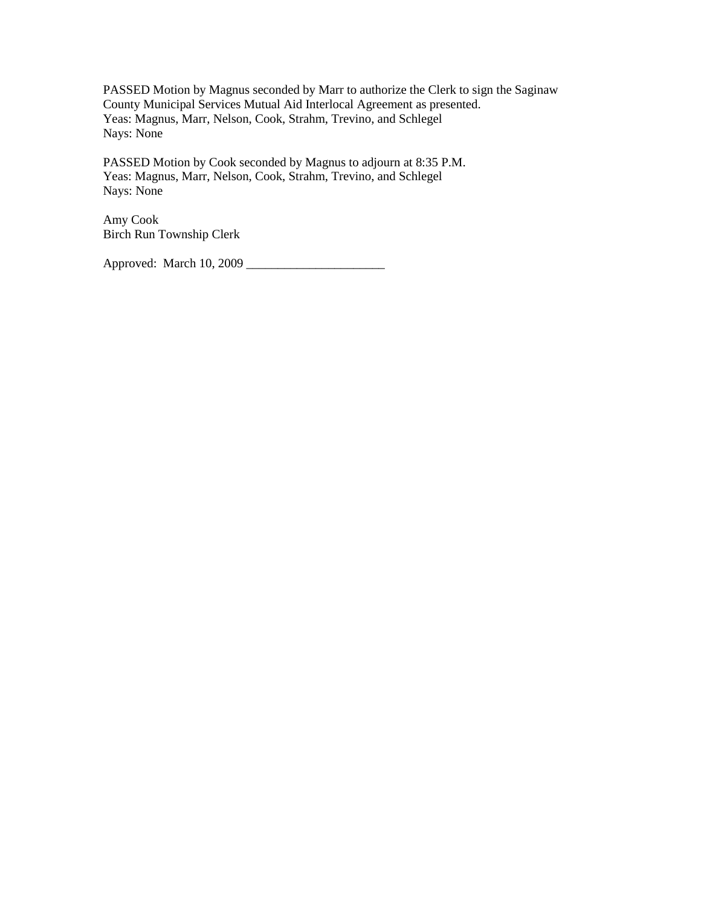PASSED Motion by Magnus seconded by Marr to authorize the Clerk to sign the Saginaw County Municipal Services Mutual Aid Interlocal Agreement as presented.
Yeas: Magnus, Marr, Nelson, Cook, Strahm, Trevino, and Schlegel
Nays: None

PASSED Motion by Cook seconded by Magnus to adjourn at 8:35 P.M.
Yeas: Magnus, Marr, Nelson, Cook, Strahm, Trevino, and Schlegel
Nays: None

Amy Cook
Birch Run Township Clerk

Approved: March 10, 2009 ______________________